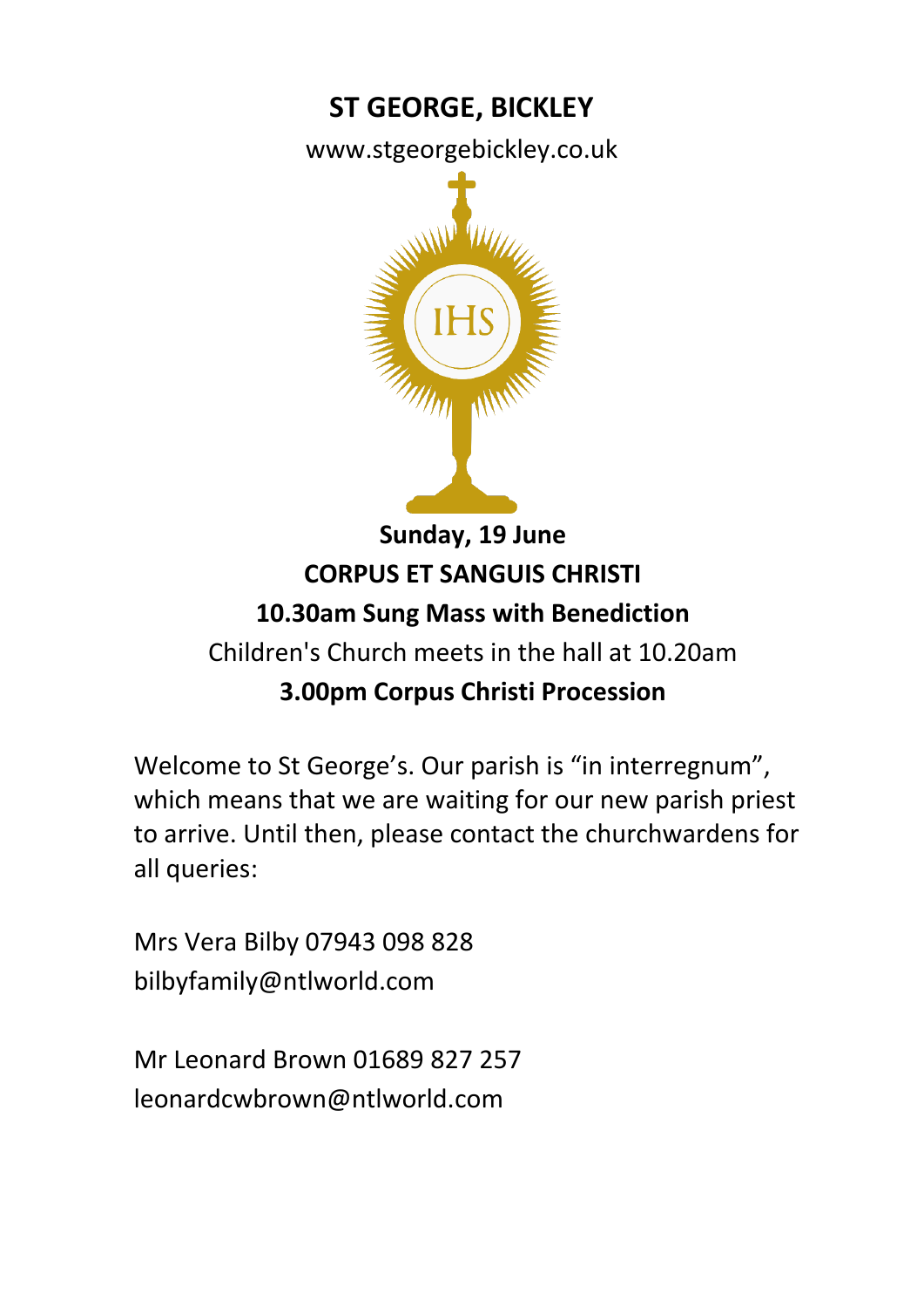# ST GEORGE, BICKLEY

www.stgeorgebickley.co.uk

**Sunday, 19 June**

**CORPUS ET SANGUIS CHRISTI**

**10.30am Sung Mass with Benediction**

Children's Church meets in the hall at 10.20am

**3.00pm Corpus Christi Procession**

Welcome to St George's. Our parish is "in interregnum", which means that we are waiting for our new parish priest to arrive. Until then, please contact the churchwardens for all queries:

Mrs Vera Bilby 07943 098 828
bilbyfamily@ntlworld.com

Mr Leonard Brown 01689 827 257
leonardcwbrown@ntlworld.com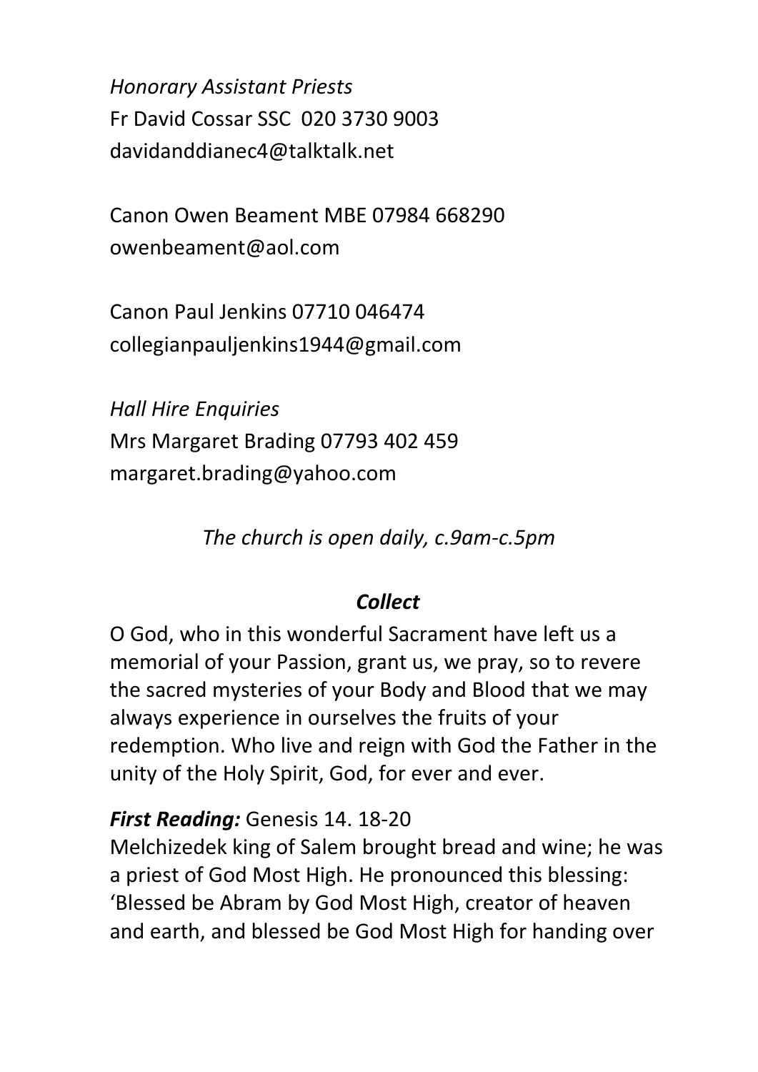*Honorary Assistant Priests*
Fr David Cossar SSC 020 3730 9003
davidanddianec4@talktalk.net

Canon Owen Beament MBE 07984 668290
owenbeament@aol.com

Canon Paul Jenkins 07710 046474
collegianpauljenkins1944@gmail.com

*Hall Hire Enquiries*
Mrs Margaret Brading 07793 402 459
margaret.brading@yahoo.com

*The church is open daily, c.9am-c.5pm*

***Collect***

O God, who in this wonderful Sacrament have left us a memorial of your Passion, grant us, we pray, so to revere the sacred mysteries of your Body and Blood that we may always experience in ourselves the fruits of your redemption. Who live and reign with God the Father in the unity of the Holy Spirit, God, for ever and ever.

***First Reading:*** Genesis 14. 18-20
Melchizedek king of Salem brought bread and wine; he was a priest of God Most High. He pronounced this blessing: 'Blessed be Abram by God Most High, creator of heaven and earth, and blessed be God Most High for handing over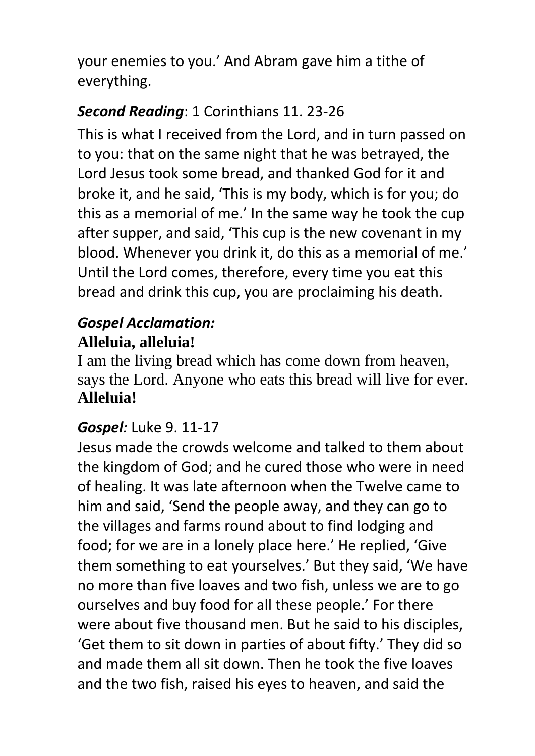your enemies to you.’ And Abram gave him a tithe of everything.

***Second Reading***: 1 Corinthians 11. 23-26

This is what I received from the Lord, and in turn passed on to you: that on the same night that he was betrayed, the Lord Jesus took some bread, and thanked God for it and broke it, and he said, ‘This is my body, which is for you; do this as a memorial of me.’ In the same way he took the cup after supper, and said, ‘This cup is the new covenant in my blood. Whenever you drink it, do this as a memorial of me.’ Until the Lord comes, therefore, every time you eat this bread and drink this cup, you are proclaiming his death.

***Gospel Acclamation:***

**Alleluia, alleluia!**

I am the living bread which has come down from heaven, says the Lord. Anyone who eats this bread will live for ever.

**Alleluia!**

***Gospel****:* Luke 9. 11-17

Jesus made the crowds welcome and talked to them about the kingdom of God; and he cured those who were in need of healing. It was late afternoon when the Twelve came to him and said, ‘Send the people away, and they can go to the villages and farms round about to find lodging and food; for we are in a lonely place here.’ He replied, ‘Give them something to eat yourselves.’ But they said, ‘We have no more than five loaves and two fish, unless we are to go ourselves and buy food for all these people.’ For there were about five thousand men. But he said to his disciples, ‘Get them to sit down in parties of about fifty.’ They did so and made them all sit down. Then he took the five loaves and the two fish, raised his eyes to heaven, and said the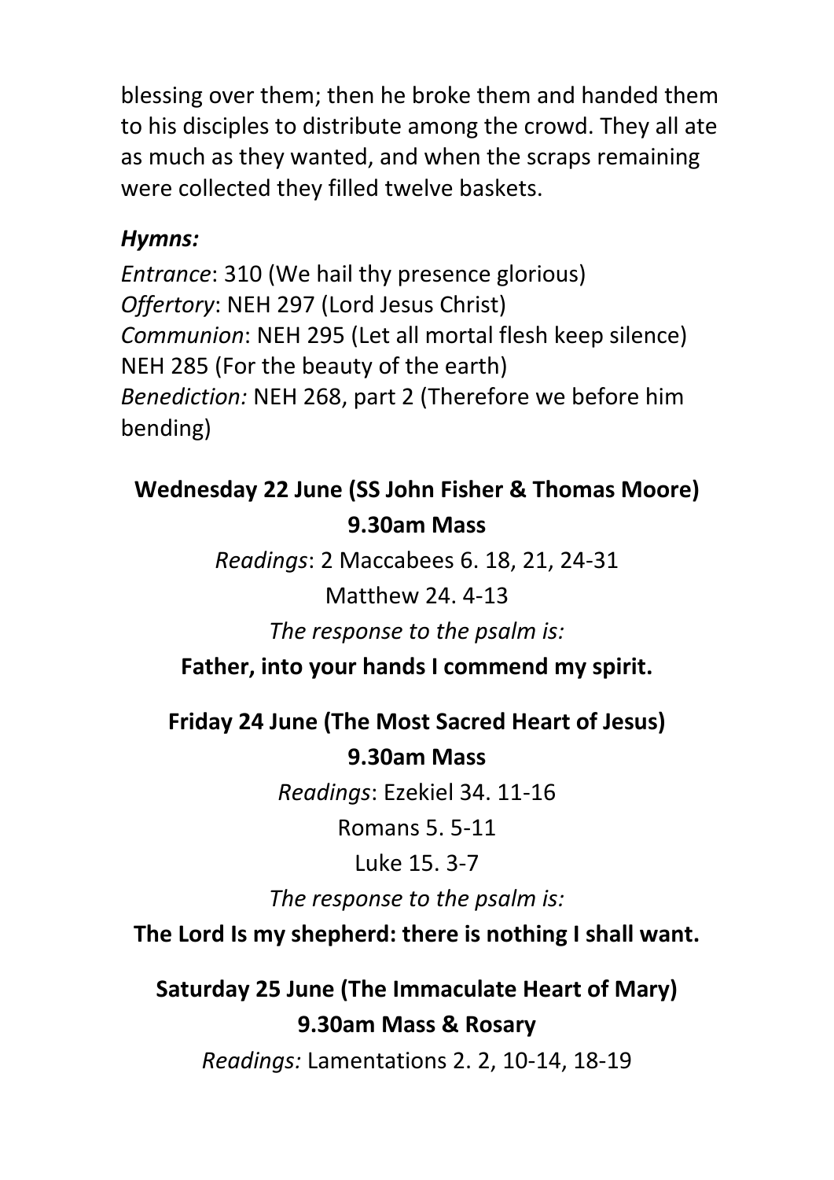blessing over them; then he broke them and handed them to his disciples to distribute among the crowd. They all ate as much as they wanted, and when the scraps remaining were collected they filled twelve baskets.

***Hymns:***

*Entrance*: 310 (We hail thy presence glorious)
*Offertory*: NEH 297 (Lord Jesus Christ)
*Communion*: NEH 295 (Let all mortal flesh keep silence)
NEH 285 (For the beauty of the earth)
*Benediction:* NEH 268, part 2 (Therefore we before him bending)

**Wednesday 22 June (SS John Fisher & Thomas Moore)**
**9.30am Mass**

*Readings*: 2 Maccabees 6. 18, 21, 24-31
Matthew 24. 4-13

*The response to the psalm is:*

**Father, into your hands I commend my spirit.**

**Friday 24 June (The Most Sacred Heart of Jesus)**
**9.30am Mass**

*Readings*: Ezekiel 34. 11-16
Romans 5. 5-11
Luke 15. 3-7

*The response to the psalm is:*

**The Lord Is my shepherd: there is nothing I shall want.**

**Saturday 25 June (The Immaculate Heart of Mary)**
**9.30am Mass & Rosary**

*Readings:* Lamentations 2. 2, 10-14, 18-19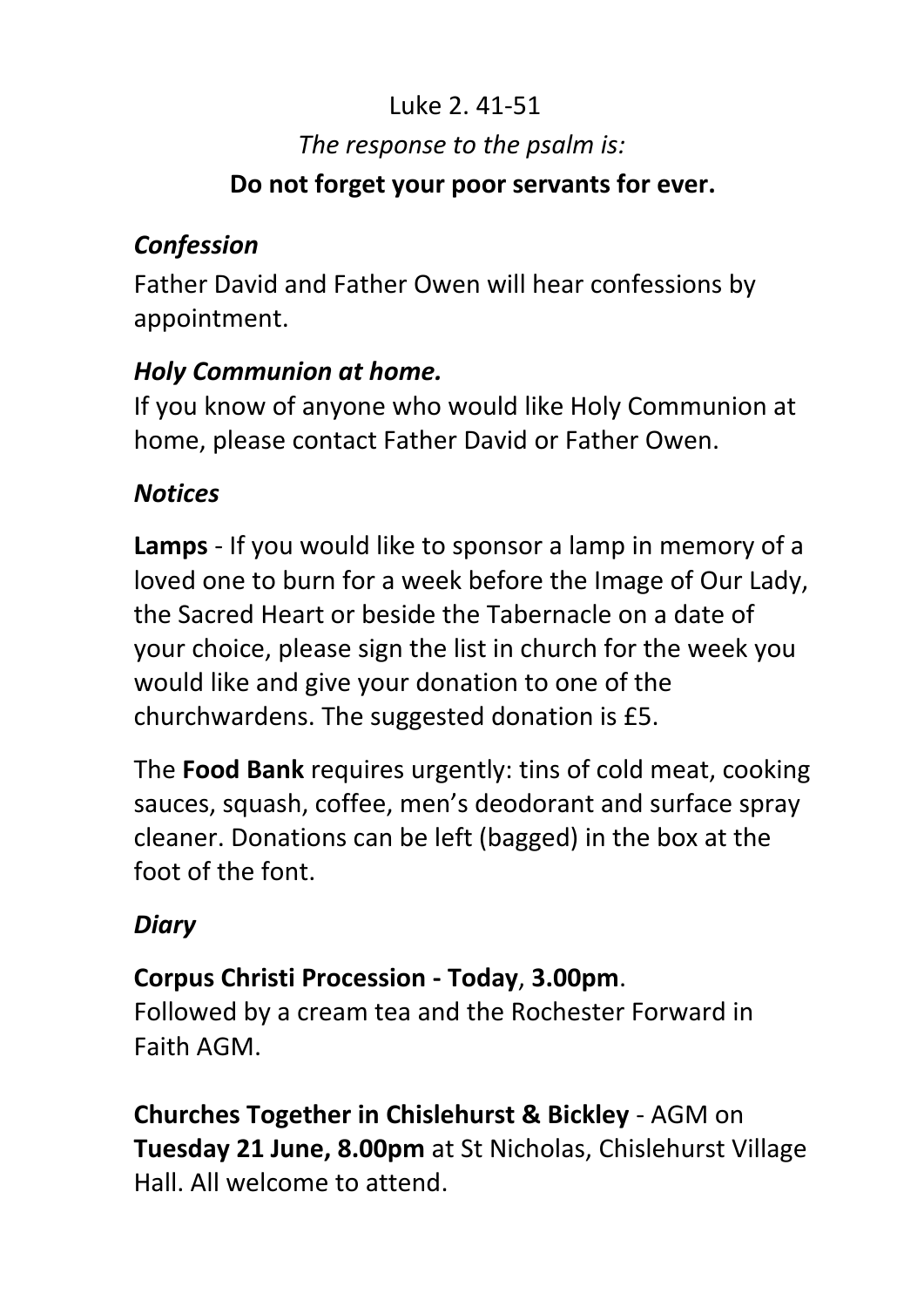Luke 2. 41-51

*The response to the psalm is:*

**Do not forget your poor servants for ever.**

### *Confession*

Father David and Father Owen will hear confessions by appointment.

### *Holy Communion at home.*

If you know of anyone who would like Holy Communion at home, please contact Father David or Father Owen.

### *Notices*

**Lamps** - If you would like to sponsor a lamp in memory of a loved one to burn for a week before the Image of Our Lady, the Sacred Heart or beside the Tabernacle on a date of your choice, please sign the list in church for the week you would like and give your donation to one of the churchwardens. The suggested donation is £5.

The **Food Bank** requires urgently: tins of cold meat, cooking sauces, squash, coffee, men's deodorant and surface spray cleaner. Donations can be left (bagged) in the box at the foot of the font.

### *Diary*

**Corpus Christi Procession - Today**, **3.00pm**.
Followed by a cream tea and the Rochester Forward in Faith AGM.

**Churches Together in Chislehurst & Bickley** - AGM on **Tuesday 21 June, 8.00pm** at St Nicholas, Chislehurst Village Hall. All welcome to attend.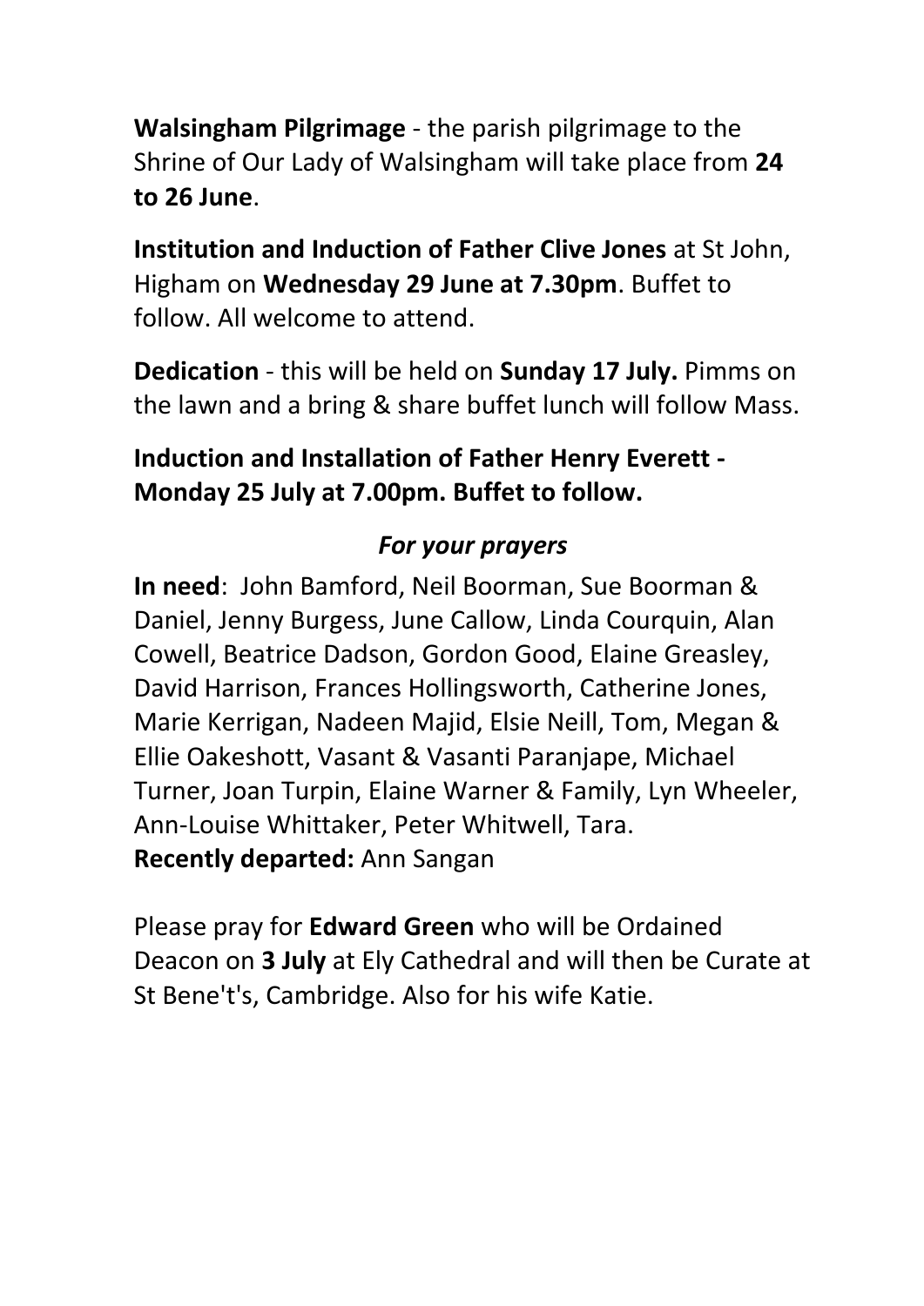**Walsingham Pilgrimage** - the parish pilgrimage to the Shrine of Our Lady of Walsingham will take place from **24 to 26 June**.

**Institution and Induction of Father Clive Jones** at St John, Higham on **Wednesday 29 June at 7.30pm**. Buffet to follow. All welcome to attend.

**Dedication** - this will be held on **Sunday 17 July.** Pimms on the lawn and a bring & share buffet lunch will follow Mass.

**Induction and Installation of Father Henry Everett - Monday 25 July at 7.00pm. Buffet to follow.**

***For your prayers***

**In need**: John Bamford, Neil Boorman, Sue Boorman & Daniel, Jenny Burgess, June Callow, Linda Courquin, Alan Cowell, Beatrice Dadson, Gordon Good, Elaine Greasley, David Harrison, Frances Hollingsworth, Catherine Jones, Marie Kerrigan, Nadeen Majid, Elsie Neill, Tom, Megan & Ellie Oakeshott, Vasant & Vasanti Paranjape, Michael Turner, Joan Turpin, Elaine Warner & Family, Lyn Wheeler, Ann-Louise Whittaker, Peter Whitwell, Tara.
**Recently departed:** Ann Sangan

Please pray for **Edward Green** who will be Ordained Deacon on **3 July** at Ely Cathedral and will then be Curate at St Bene't's, Cambridge. Also for his wife Katie.